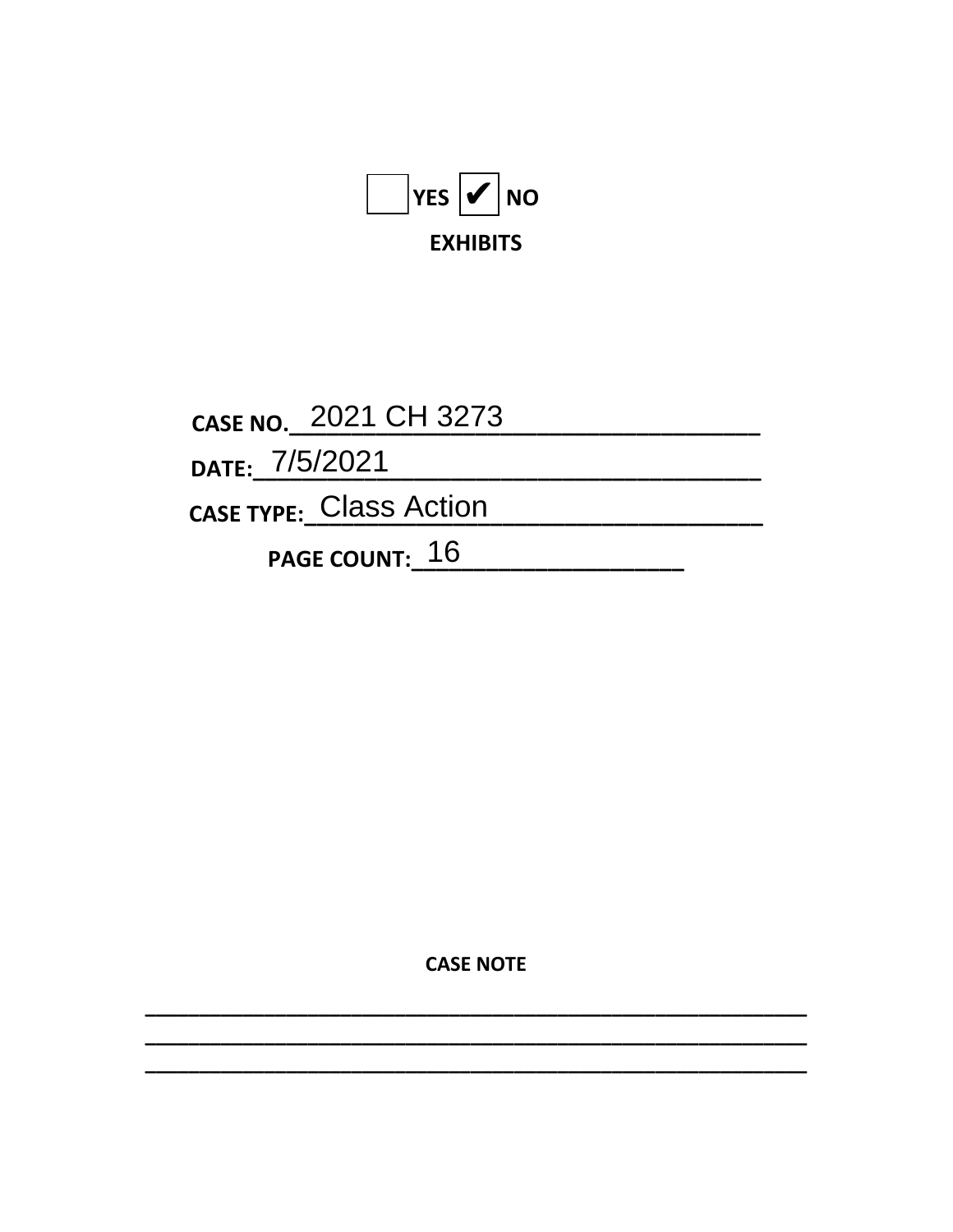☐ YES ☑ NO

**EXHIBITS**

**CASE NO.** 2021 CH 3273

**DATE:** 7/5/2021

**CASE TYPE:** Class Action

**PAGE COUNT:** 16

**CASE NOTE**

___

___

___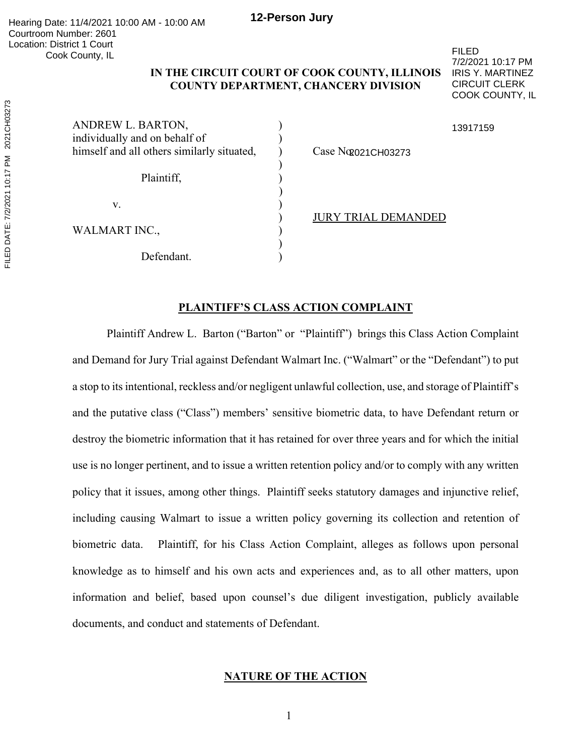Hearing Date: 11/4/2021 10:00 AM - 10:00 AM
Courtroom Number: 2601
Location: District 1 Court
Cook County, IL

**12-Person Jury**

FILED
7/2/2021 10:17 PM
IRIS Y. MARTINEZ
CIRCUIT CLERK
COOK COUNTY, IL

13917159

FILED DATE: 7/2/2021 10:17 PM 2021CH03273

**IN THE CIRCUIT COURT OF COOK COUNTY, ILLINOIS**
**COUNTY DEPARTMENT, CHANCERY DIVISION**

ANDREW L. BARTON, individually and on behalf of himself and all others similarly situated,

Plaintiff,

v.

WALMART INC.,

Defendant.

Case No. 2021CH03273

JURY TRIAL DEMANDED

## PLAINTIFF'S CLASS ACTION COMPLAINT

Plaintiff Andrew L. Barton ("Barton" or "Plaintiff") brings this Class Action Complaint and Demand for Jury Trial against Defendant Walmart Inc. ("Walmart" or the "Defendant") to put a stop to its intentional, reckless and/or negligent unlawful collection, use, and storage of Plaintiff's and the putative class ("Class") members' sensitive biometric data, to have Defendant return or destroy the biometric information that it has retained for over three years and for which the initial use is no longer pertinent, and to issue a written retention policy and/or to comply with any written policy that it issues, among other things. Plaintiff seeks statutory damages and injunctive relief, including causing Walmart to issue a written policy governing its collection and retention of biometric data. Plaintiff, for his Class Action Complaint, alleges as follows upon personal knowledge as to himself and his own acts and experiences and, as to all other matters, upon information and belief, based upon counsel's due diligent investigation, publicly available documents, and conduct and statements of Defendant.

## NATURE OF THE ACTION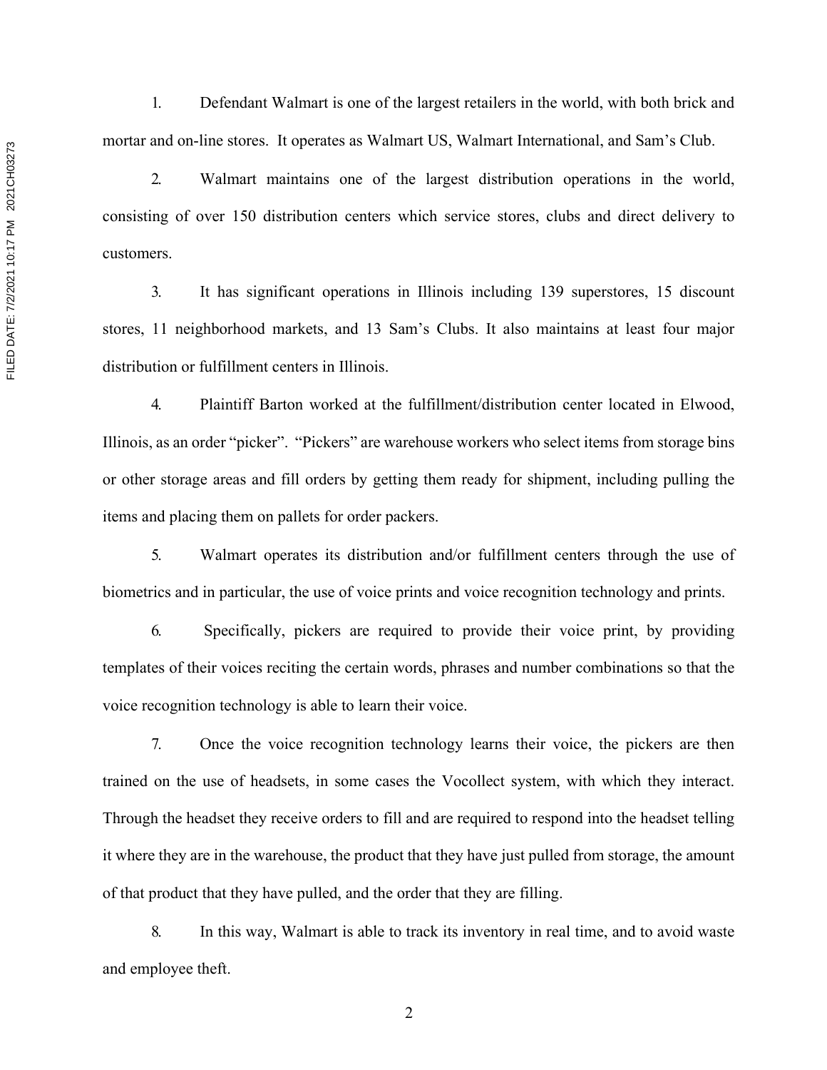1. Defendant Walmart is one of the largest retailers in the world, with both brick and mortar and on-line stores. It operates as Walmart US, Walmart International, and Sam's Club.

2. Walmart maintains one of the largest distribution operations in the world, consisting of over 150 distribution centers which service stores, clubs and direct delivery to customers.

3. It has significant operations in Illinois including 139 superstores, 15 discount stores, 11 neighborhood markets, and 13 Sam's Clubs. It also maintains at least four major distribution or fulfillment centers in Illinois.

4. Plaintiff Barton worked at the fulfillment/distribution center located in Elwood, Illinois, as an order "picker". "Pickers" are warehouse workers who select items from storage bins or other storage areas and fill orders by getting them ready for shipment, including pulling the items and placing them on pallets for order packers.

5. Walmart operates its distribution and/or fulfillment centers through the use of biometrics and in particular, the use of voice prints and voice recognition technology and prints.

6. Specifically, pickers are required to provide their voice print, by providing templates of their voices reciting the certain words, phrases and number combinations so that the voice recognition technology is able to learn their voice.

7. Once the voice recognition technology learns their voice, the pickers are then trained on the use of headsets, in some cases the Vocollect system, with which they interact. Through the headset they receive orders to fill and are required to respond into the headset telling it where they are in the warehouse, the product that they have just pulled from storage, the amount of that product that they have pulled, and the order that they are filling.

8. In this way, Walmart is able to track its inventory in real time, and to avoid waste and employee theft.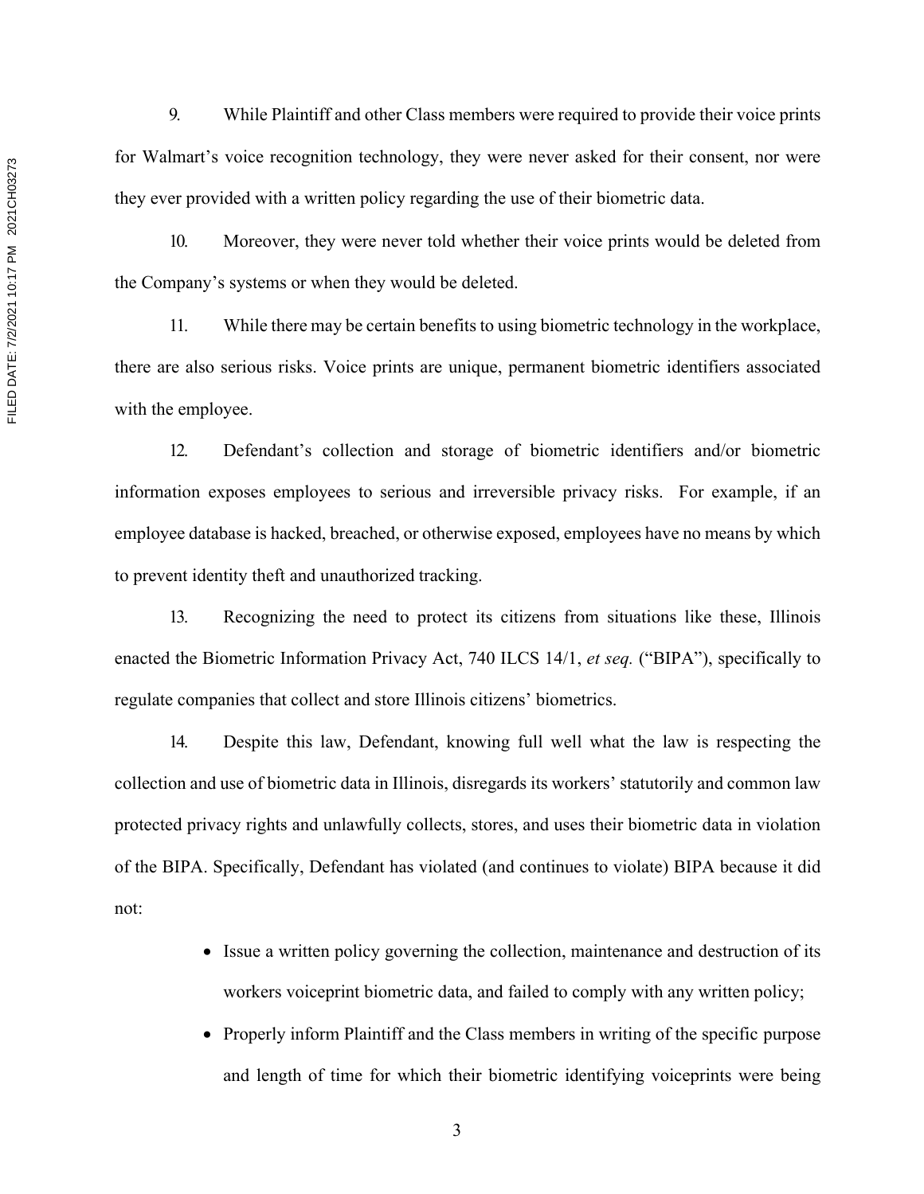9. While Plaintiff and other Class members were required to provide their voice prints for Walmart's voice recognition technology, they were never asked for their consent, nor were they ever provided with a written policy regarding the use of their biometric data.

10. Moreover, they were never told whether their voice prints would be deleted from the Company's systems or when they would be deleted.

11. While there may be certain benefits to using biometric technology in the workplace, there are also serious risks. Voice prints are unique, permanent biometric identifiers associated with the employee.

12. Defendant's collection and storage of biometric identifiers and/or biometric information exposes employees to serious and irreversible privacy risks. For example, if an employee database is hacked, breached, or otherwise exposed, employees have no means by which to prevent identity theft and unauthorized tracking.

13. Recognizing the need to protect its citizens from situations like these, Illinois enacted the Biometric Information Privacy Act, 740 ILCS 14/1, *et seq.* ("BIPA"), specifically to regulate companies that collect and store Illinois citizens' biometrics.

14. Despite this law, Defendant, knowing full well what the law is respecting the collection and use of biometric data in Illinois, disregards its workers' statutorily and common law protected privacy rights and unlawfully collects, stores, and uses their biometric data in violation of the BIPA. Specifically, Defendant has violated (and continues to violate) BIPA because it did not:

- Issue a written policy governing the collection, maintenance and destruction of its workers voiceprint biometric data, and failed to comply with any written policy;
- Properly inform Plaintiff and the Class members in writing of the specific purpose and length of time for which their biometric identifying voiceprints were being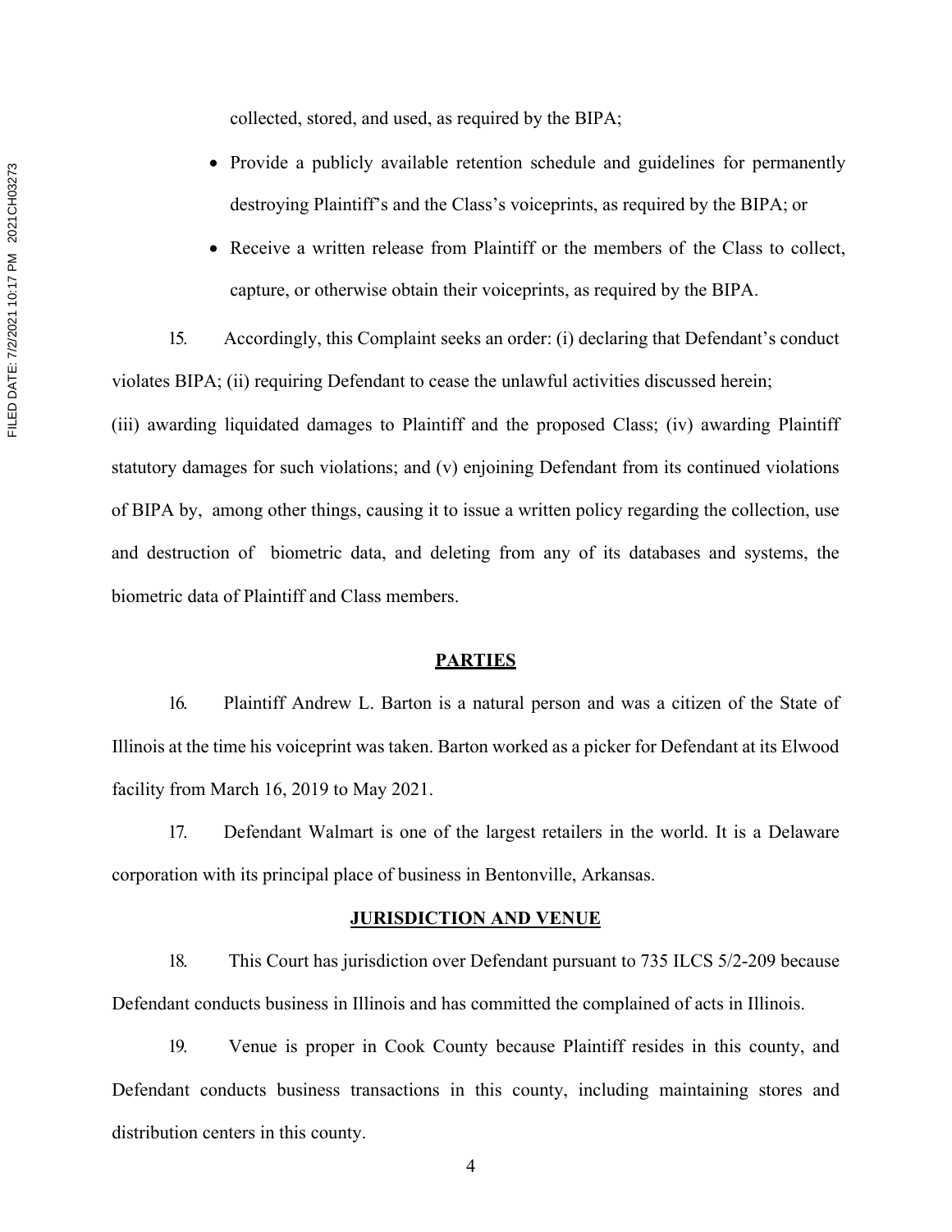collected, stored, and used, as required by the BIPA;

- Provide a publicly available retention schedule and guidelines for permanently destroying Plaintiff's and the Class's voiceprints, as required by the BIPA; or
- Receive a written release from Plaintiff or the members of the Class to collect, capture, or otherwise obtain their voiceprints, as required by the BIPA.

15. Accordingly, this Complaint seeks an order: (i) declaring that Defendant's conduct violates BIPA; (ii) requiring Defendant to cease the unlawful activities discussed herein; (iii) awarding liquidated damages to Plaintiff and the proposed Class; (iv) awarding Plaintiff statutory damages for such violations; and (v) enjoining Defendant from its continued violations of BIPA by, among other things, causing it to issue a written policy regarding the collection, use and destruction of biometric data, and deleting from any of its databases and systems, the biometric data of Plaintiff and Class members.

## PARTIES

16. Plaintiff Andrew L. Barton is a natural person and was a citizen of the State of Illinois at the time his voiceprint was taken. Barton worked as a picker for Defendant at its Elwood facility from March 16, 2019 to May 2021.

17. Defendant Walmart is one of the largest retailers in the world. It is a Delaware corporation with its principal place of business in Bentonville, Arkansas.

## JURISDICTION AND VENUE

18. This Court has jurisdiction over Defendant pursuant to 735 ILCS 5/2-209 because Defendant conducts business in Illinois and has committed the complained of acts in Illinois.

19. Venue is proper in Cook County because Plaintiff resides in this county, and Defendant conducts business transactions in this county, including maintaining stores and distribution centers in this county.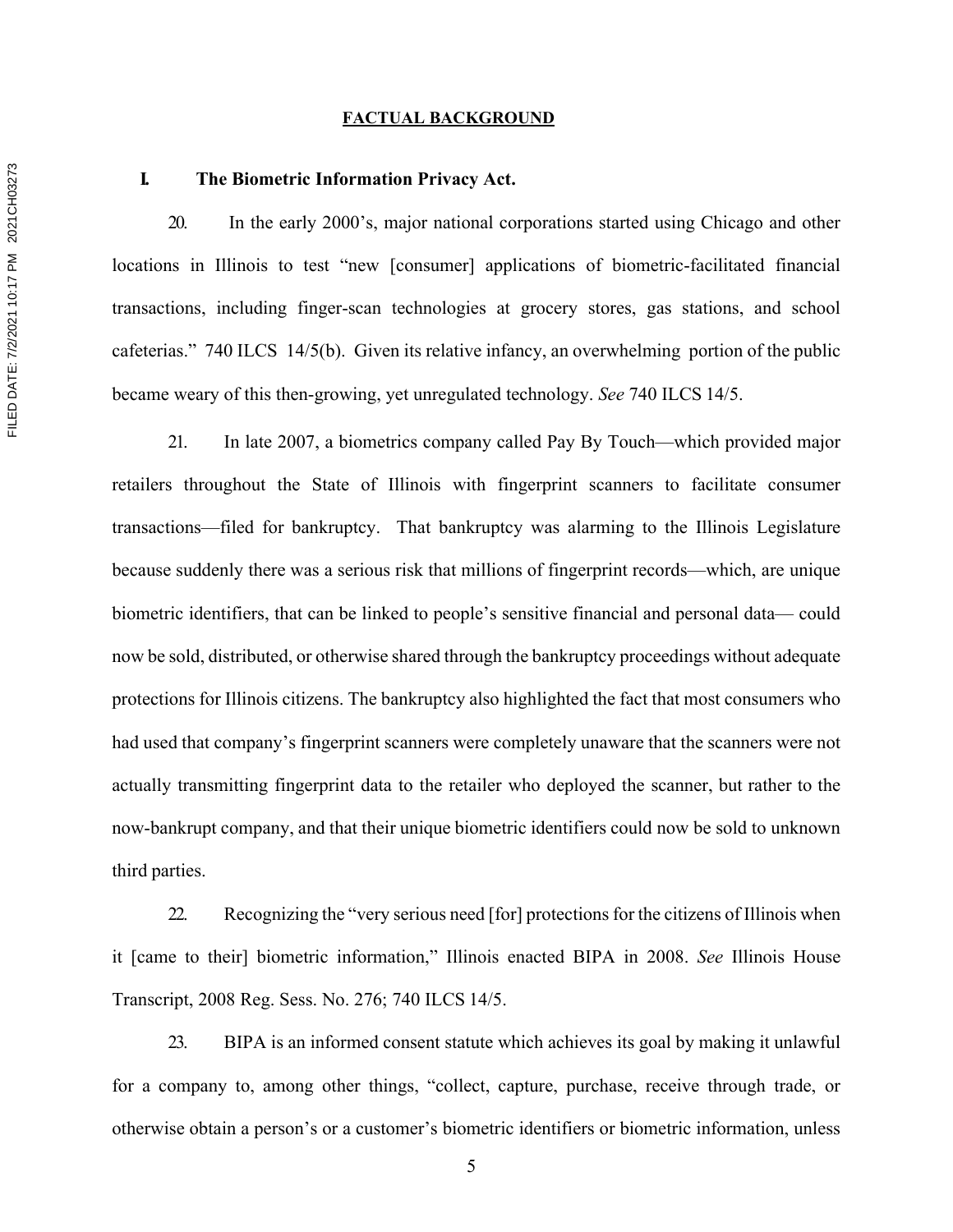## FACTUAL BACKGROUND

### I. The Biometric Information Privacy Act.

20. In the early 2000's, major national corporations started using Chicago and other locations in Illinois to test "new [consumer] applications of biometric-facilitated financial transactions, including finger-scan technologies at grocery stores, gas stations, and school cafeterias." 740 ILCS 14/5(b). Given its relative infancy, an overwhelming portion of the public became weary of this then-growing, yet unregulated technology. *See* 740 ILCS 14/5.

21. In late 2007, a biometrics company called Pay By Touch—which provided major retailers throughout the State of Illinois with fingerprint scanners to facilitate consumer transactions—filed for bankruptcy. That bankruptcy was alarming to the Illinois Legislature because suddenly there was a serious risk that millions of fingerprint records—which, are unique biometric identifiers, that can be linked to people's sensitive financial and personal data— could now be sold, distributed, or otherwise shared through the bankruptcy proceedings without adequate protections for Illinois citizens. The bankruptcy also highlighted the fact that most consumers who had used that company's fingerprint scanners were completely unaware that the scanners were not actually transmitting fingerprint data to the retailer who deployed the scanner, but rather to the now-bankrupt company, and that their unique biometric identifiers could now be sold to unknown third parties.

22. Recognizing the "very serious need [for] protections for the citizens of Illinois when it [came to their] biometric information," Illinois enacted BIPA in 2008. *See* Illinois House Transcript, 2008 Reg. Sess. No. 276; 740 ILCS 14/5.

23. BIPA is an informed consent statute which achieves its goal by making it unlawful for a company to, among other things, "collect, capture, purchase, receive through trade, or otherwise obtain a person's or a customer's biometric identifiers or biometric information, unless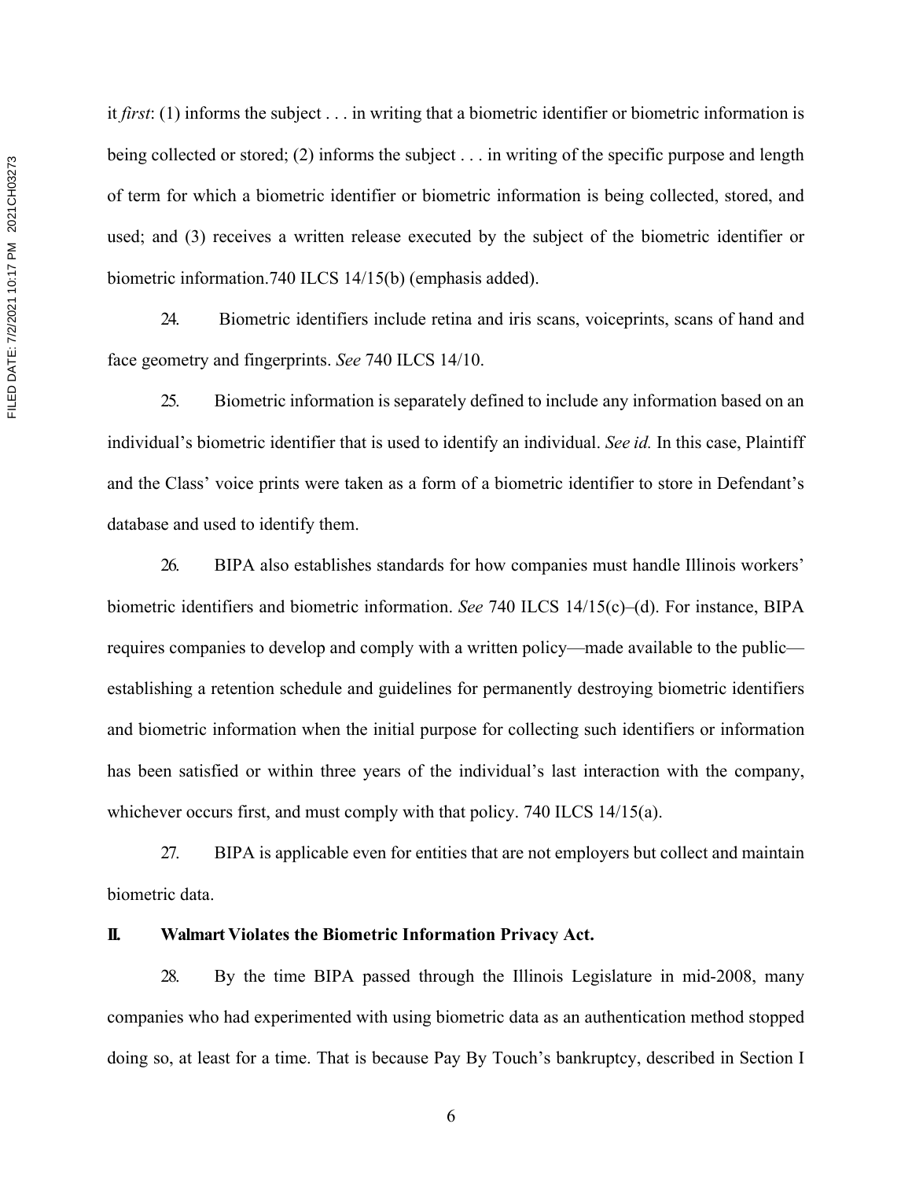it *first*: (1) informs the subject . . . in writing that a biometric identifier or biometric information is being collected or stored; (2) informs the subject . . . in writing of the specific purpose and length of term for which a biometric identifier or biometric information is being collected, stored, and used; and (3) receives a written release executed by the subject of the biometric identifier or biometric information.740 ILCS 14/15(b) (emphasis added).

24. Biometric identifiers include retina and iris scans, voiceprints, scans of hand and face geometry and fingerprints. *See* 740 ILCS 14/10.

25. Biometric information is separately defined to include any information based on an individual's biometric identifier that is used to identify an individual. *See id.* In this case, Plaintiff and the Class' voice prints were taken as a form of a biometric identifier to store in Defendant's database and used to identify them.

26. BIPA also establishes standards for how companies must handle Illinois workers' biometric identifiers and biometric information. *See* 740 ILCS 14/15(c)–(d). For instance, BIPA requires companies to develop and comply with a written policy—made available to the public—establishing a retention schedule and guidelines for permanently destroying biometric identifiers and biometric information when the initial purpose for collecting such identifiers or information has been satisfied or within three years of the individual's last interaction with the company, whichever occurs first, and must comply with that policy. 740 ILCS 14/15(a).

27. BIPA is applicable even for entities that are not employers but collect and maintain biometric data.

## II. Walmart Violates the Biometric Information Privacy Act.

28. By the time BIPA passed through the Illinois Legislature in mid-2008, many companies who had experimented with using biometric data as an authentication method stopped doing so, at least for a time. That is because Pay By Touch's bankruptcy, described in Section I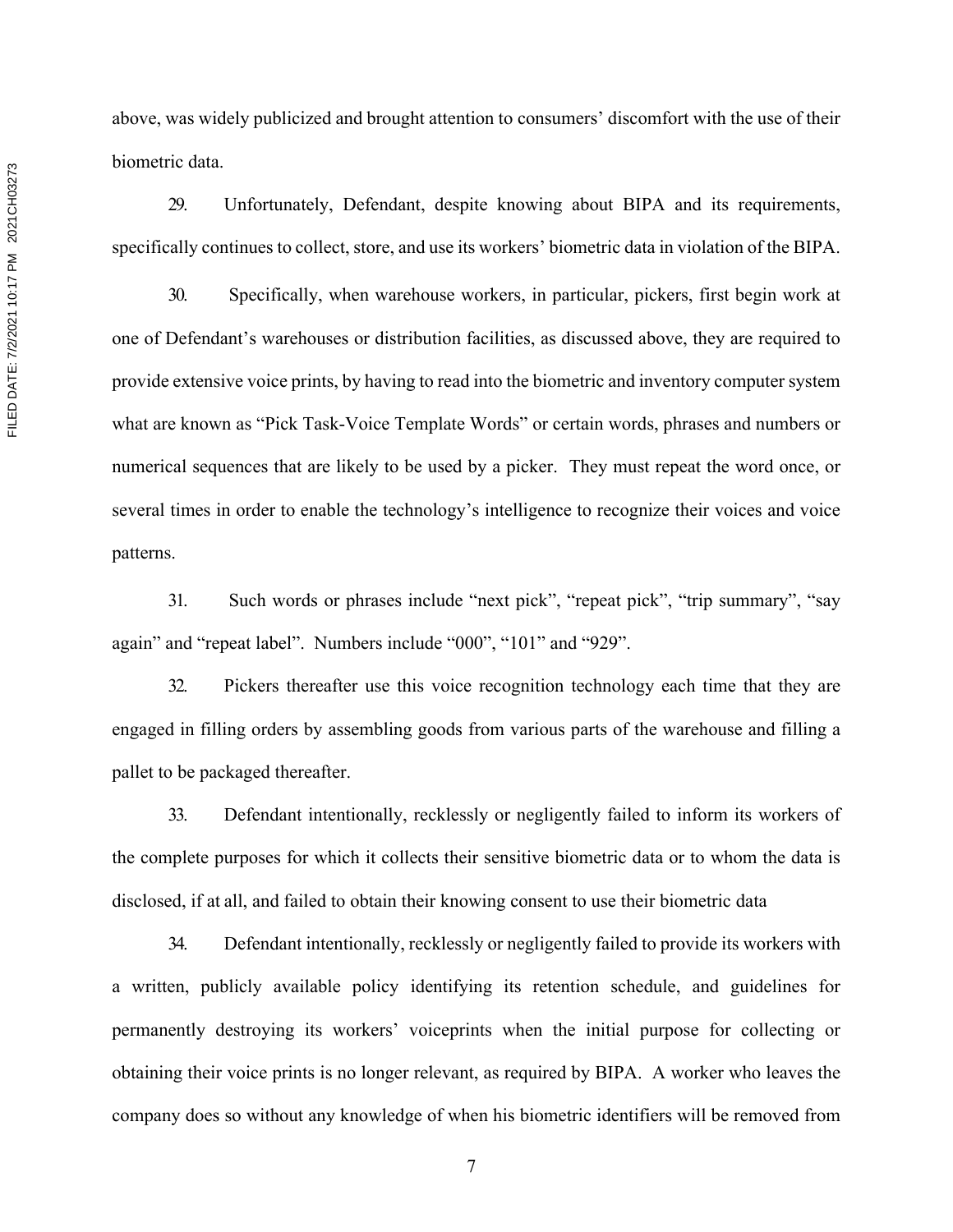above, was widely publicized and brought attention to consumers' discomfort with the use of their biometric data.

29. Unfortunately, Defendant, despite knowing about BIPA and its requirements, specifically continues to collect, store, and use its workers' biometric data in violation of the BIPA.

30. Specifically, when warehouse workers, in particular, pickers, first begin work at one of Defendant's warehouses or distribution facilities, as discussed above, they are required to provide extensive voice prints, by having to read into the biometric and inventory computer system what are known as "Pick Task-Voice Template Words" or certain words, phrases and numbers or numerical sequences that are likely to be used by a picker. They must repeat the word once, or several times in order to enable the technology's intelligence to recognize their voices and voice patterns.

31. Such words or phrases include "next pick", "repeat pick", "trip summary", "say again" and "repeat label". Numbers include "000", "101" and "929".

32. Pickers thereafter use this voice recognition technology each time that they are engaged in filling orders by assembling goods from various parts of the warehouse and filling a pallet to be packaged thereafter.

33. Defendant intentionally, recklessly or negligently failed to inform its workers of the complete purposes for which it collects their sensitive biometric data or to whom the data is disclosed, if at all, and failed to obtain their knowing consent to use their biometric data

34. Defendant intentionally, recklessly or negligently failed to provide its workers with a written, publicly available policy identifying its retention schedule, and guidelines for permanently destroying its workers' voiceprints when the initial purpose for collecting or obtaining their voice prints is no longer relevant, as required by BIPA. A worker who leaves the company does so without any knowledge of when his biometric identifiers will be removed from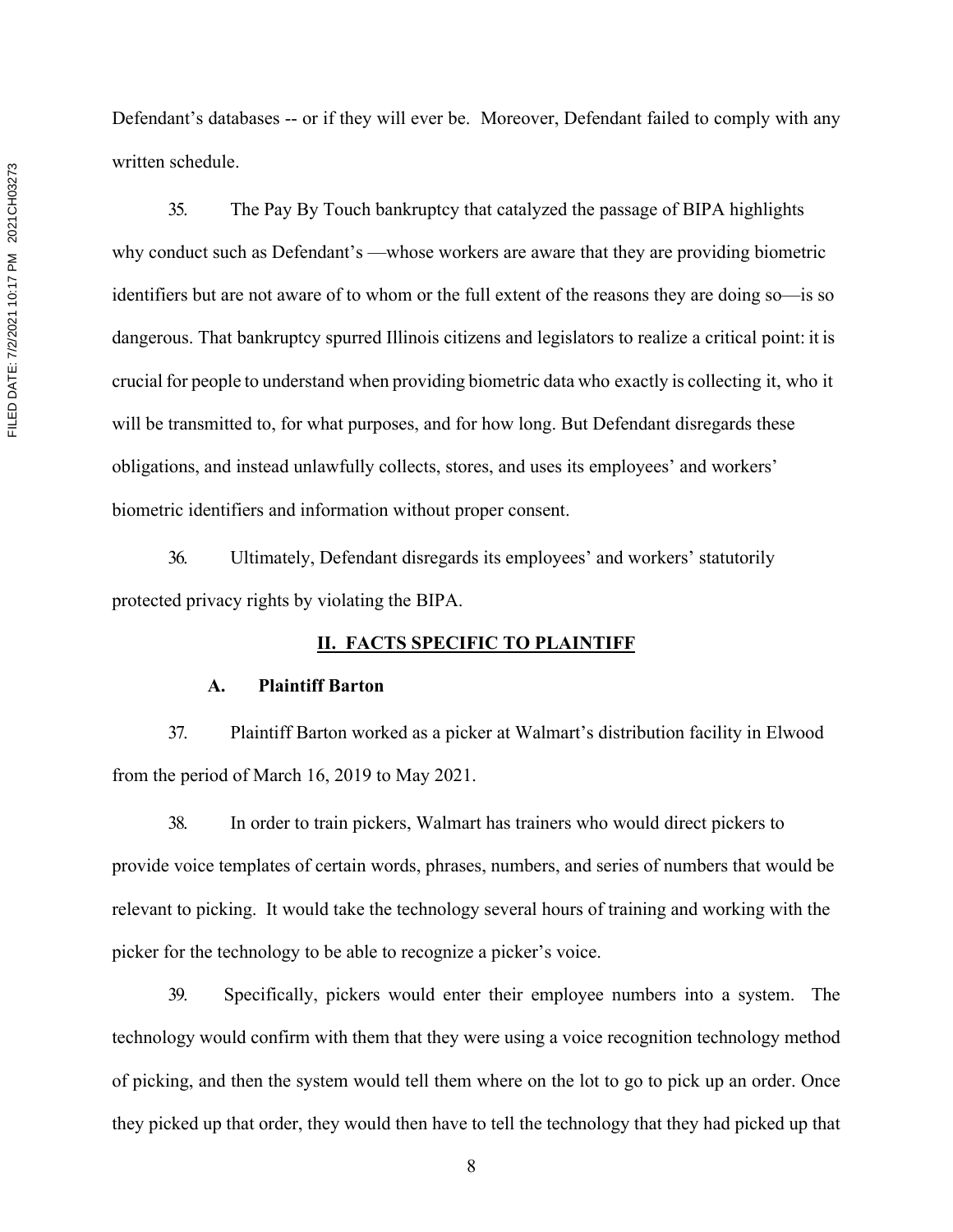Defendant's databases -- or if they will ever be. Moreover, Defendant failed to comply with any written schedule.

35. The Pay By Touch bankruptcy that catalyzed the passage of BIPA highlights why conduct such as Defendant's —whose workers are aware that they are providing biometric identifiers but are not aware of to whom or the full extent of the reasons they are doing so—is so dangerous. That bankruptcy spurred Illinois citizens and legislators to realize a critical point: it is crucial for people to understand when providing biometric data who exactly is collecting it, who it will be transmitted to, for what purposes, and for how long. But Defendant disregards these obligations, and instead unlawfully collects, stores, and uses its employees' and workers' biometric identifiers and information without proper consent.

36. Ultimately, Defendant disregards its employees' and workers' statutorily protected privacy rights by violating the BIPA.

## II. FACTS SPECIFIC TO PLAINTIFF

### A. Plaintiff Barton

37. Plaintiff Barton worked as a picker at Walmart's distribution facility in Elwood from the period of March 16, 2019 to May 2021.

38. In order to train pickers, Walmart has trainers who would direct pickers to provide voice templates of certain words, phrases, numbers, and series of numbers that would be relevant to picking. It would take the technology several hours of training and working with the picker for the technology to be able to recognize a picker's voice.

39. Specifically, pickers would enter their employee numbers into a system. The technology would confirm with them that they were using a voice recognition technology method of picking, and then the system would tell them where on the lot to go to pick up an order. Once they picked up that order, they would then have to tell the technology that they had picked up that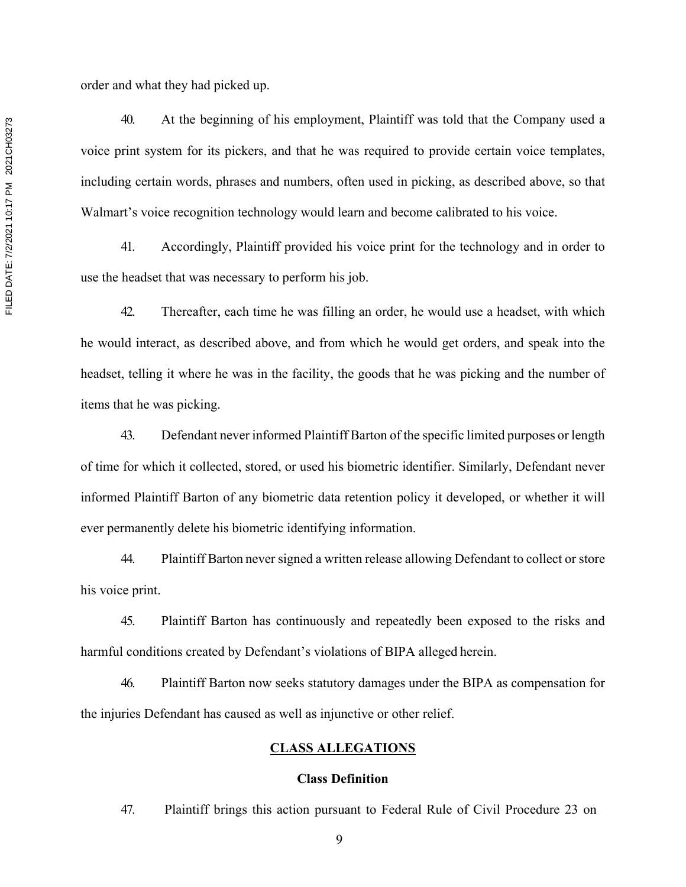order and what they had picked up.

40. At the beginning of his employment, Plaintiff was told that the Company used a voice print system for its pickers, and that he was required to provide certain voice templates, including certain words, phrases and numbers, often used in picking, as described above, so that Walmart's voice recognition technology would learn and become calibrated to his voice.

41. Accordingly, Plaintiff provided his voice print for the technology and in order to use the headset that was necessary to perform his job.

42. Thereafter, each time he was filling an order, he would use a headset, with which he would interact, as described above, and from which he would get orders, and speak into the headset, telling it where he was in the facility, the goods that he was picking and the number of items that he was picking.

43. Defendant never informed Plaintiff Barton of the specific limited purposes or length of time for which it collected, stored, or used his biometric identifier. Similarly, Defendant never informed Plaintiff Barton of any biometric data retention policy it developed, or whether it will ever permanently delete his biometric identifying information.

44. Plaintiff Barton never signed a written release allowing Defendant to collect or store his voice print.

45. Plaintiff Barton has continuously and repeatedly been exposed to the risks and harmful conditions created by Defendant's violations of BIPA alleged herein.

46. Plaintiff Barton now seeks statutory damages under the BIPA as compensation for the injuries Defendant has caused as well as injunctive or other relief.

## CLASS ALLEGATIONS

### Class Definition

47. Plaintiff brings this action pursuant to Federal Rule of Civil Procedure 23 on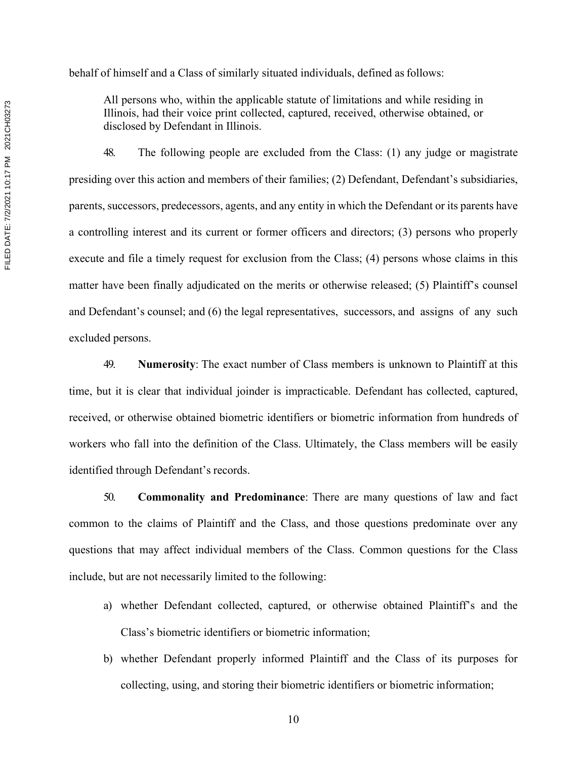behalf of himself and a Class of similarly situated individuals, defined as follows:

> All persons who, within the applicable statute of limitations and while residing in Illinois, had their voice print collected, captured, received, otherwise obtained, or disclosed by Defendant in Illinois.

48. The following people are excluded from the Class: (1) any judge or magistrate presiding over this action and members of their families; (2) Defendant, Defendant's subsidiaries, parents, successors, predecessors, agents, and any entity in which the Defendant or its parents have a controlling interest and its current or former officers and directors; (3) persons who properly execute and file a timely request for exclusion from the Class; (4) persons whose claims in this matter have been finally adjudicated on the merits or otherwise released; (5) Plaintiff's counsel and Defendant's counsel; and (6) the legal representatives, successors, and assigns of any such excluded persons.

49. **Numerosity**: The exact number of Class members is unknown to Plaintiff at this time, but it is clear that individual joinder is impracticable. Defendant has collected, captured, received, or otherwise obtained biometric identifiers or biometric information from hundreds of workers who fall into the definition of the Class. Ultimately, the Class members will be easily identified through Defendant's records.

50. **Commonality and Predominance**: There are many questions of law and fact common to the claims of Plaintiff and the Class, and those questions predominate over any questions that may affect individual members of the Class. Common questions for the Class include, but are not necessarily limited to the following:

a) whether Defendant collected, captured, or otherwise obtained Plaintiff's and the Class's biometric identifiers or biometric information;

b) whether Defendant properly informed Plaintiff and the Class of its purposes for collecting, using, and storing their biometric identifiers or biometric information;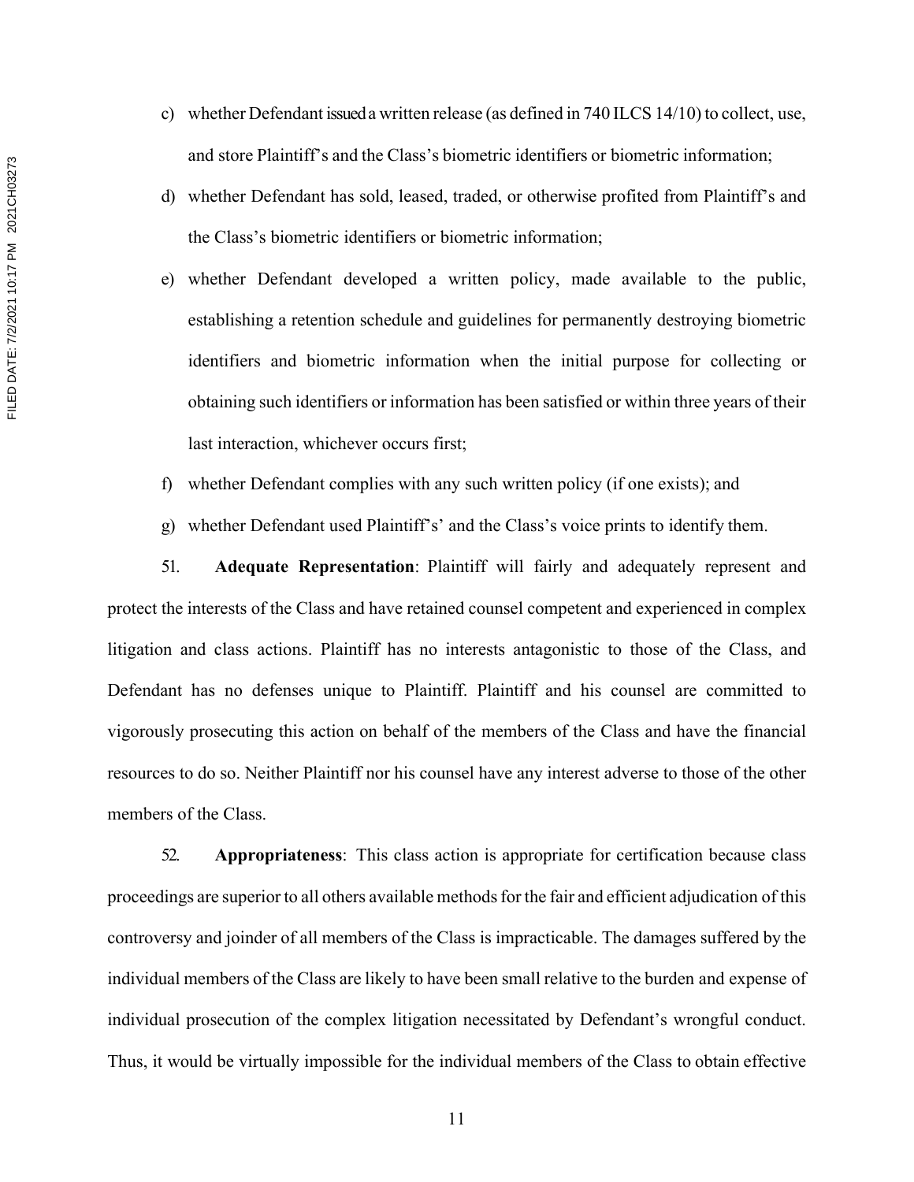c) whether Defendant issued a written release (as defined in 740 ILCS 14/10) to collect, use, and store Plaintiff's and the Class's biometric identifiers or biometric information;

d) whether Defendant has sold, leased, traded, or otherwise profited from Plaintiff's and the Class's biometric identifiers or biometric information;

e) whether Defendant developed a written policy, made available to the public, establishing a retention schedule and guidelines for permanently destroying biometric identifiers and biometric information when the initial purpose for collecting or obtaining such identifiers or information has been satisfied or within three years of their last interaction, whichever occurs first;

f) whether Defendant complies with any such written policy (if one exists); and

g) whether Defendant used Plaintiff's' and the Class's voice prints to identify them.

51. **Adequate Representation**: Plaintiff will fairly and adequately represent and protect the interests of the Class and have retained counsel competent and experienced in complex litigation and class actions. Plaintiff has no interests antagonistic to those of the Class, and Defendant has no defenses unique to Plaintiff. Plaintiff and his counsel are committed to vigorously prosecuting this action on behalf of the members of the Class and have the financial resources to do so. Neither Plaintiff nor his counsel have any interest adverse to those of the other members of the Class.

52. **Appropriateness**: This class action is appropriate for certification because class proceedings are superior to all others available methods for the fair and efficient adjudication of this controversy and joinder of all members of the Class is impracticable. The damages suffered by the individual members of the Class are likely to have been small relative to the burden and expense of individual prosecution of the complex litigation necessitated by Defendant's wrongful conduct. Thus, it would be virtually impossible for the individual members of the Class to obtain effective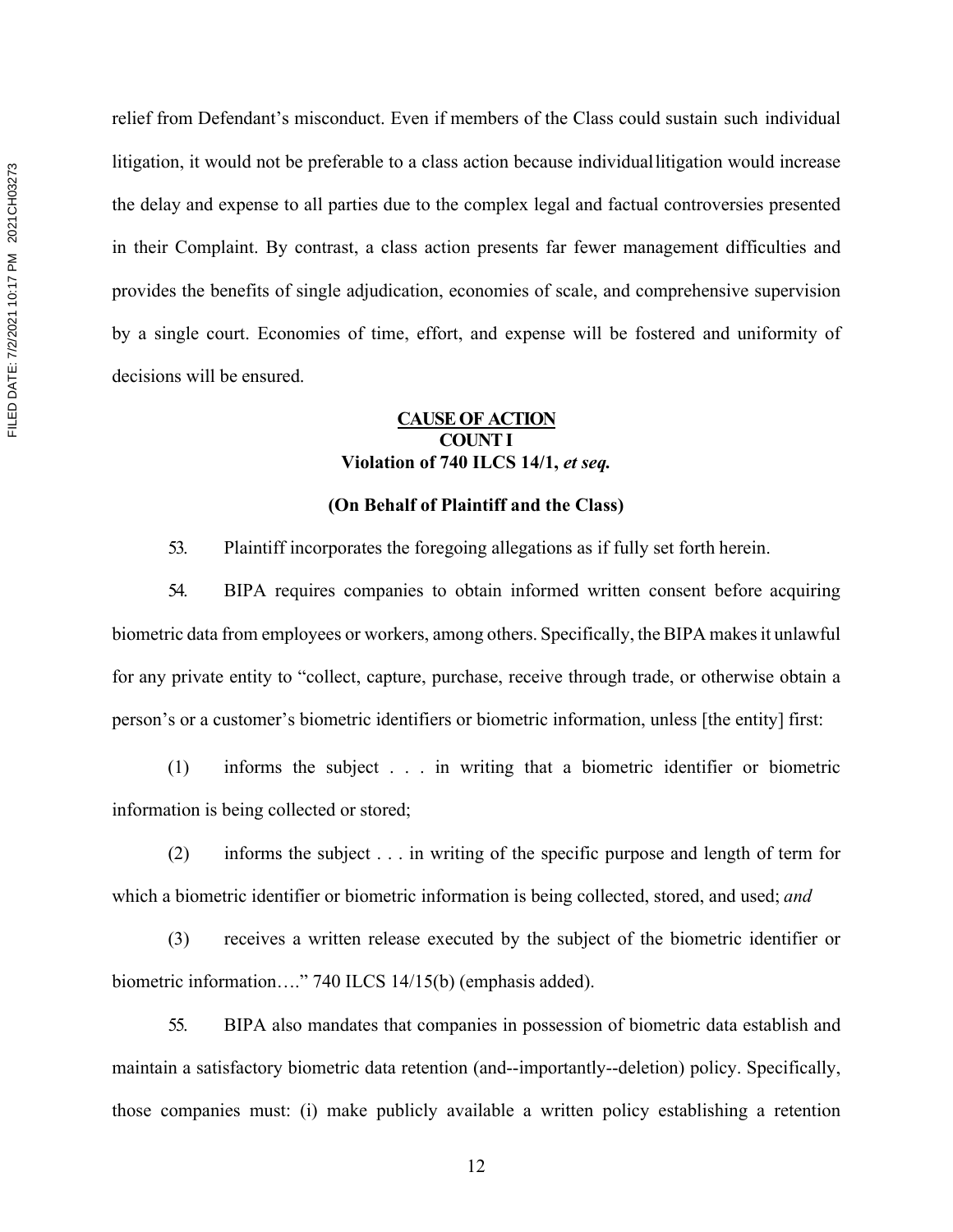relief from Defendant's misconduct. Even if members of the Class could sustain such individual litigation, it would not be preferable to a class action because individual litigation would increase the delay and expense to all parties due to the complex legal and factual controversies presented in their Complaint. By contrast, a class action presents far fewer management difficulties and provides the benefits of single adjudication, economies of scale, and comprehensive supervision by a single court. Economies of time, effort, and expense will be fostered and uniformity of decisions will be ensured.

## CAUSE OF ACTION

### COUNT I

### Violation of 740 ILCS 14/1, *et seq.*

### (On Behalf of Plaintiff and the Class)

53. Plaintiff incorporates the foregoing allegations as if fully set forth herein.

54. BIPA requires companies to obtain informed written consent before acquiring biometric data from employees or workers, among others. Specifically, the BIPA makes it unlawful for any private entity to "collect, capture, purchase, receive through trade, or otherwise obtain a person's or a customer's biometric identifiers or biometric information, unless [the entity] first:

(1) informs the subject . . . in writing that a biometric identifier or biometric information is being collected or stored;

(2) informs the subject . . . in writing of the specific purpose and length of term for which a biometric identifier or biometric information is being collected, stored, and used; *and*

(3) receives a written release executed by the subject of the biometric identifier or biometric information…." 740 ILCS 14/15(b) (emphasis added).

55. BIPA also mandates that companies in possession of biometric data establish and maintain a satisfactory biometric data retention (and--importantly--deletion) policy. Specifically, those companies must: (i) make publicly available a written policy establishing a retention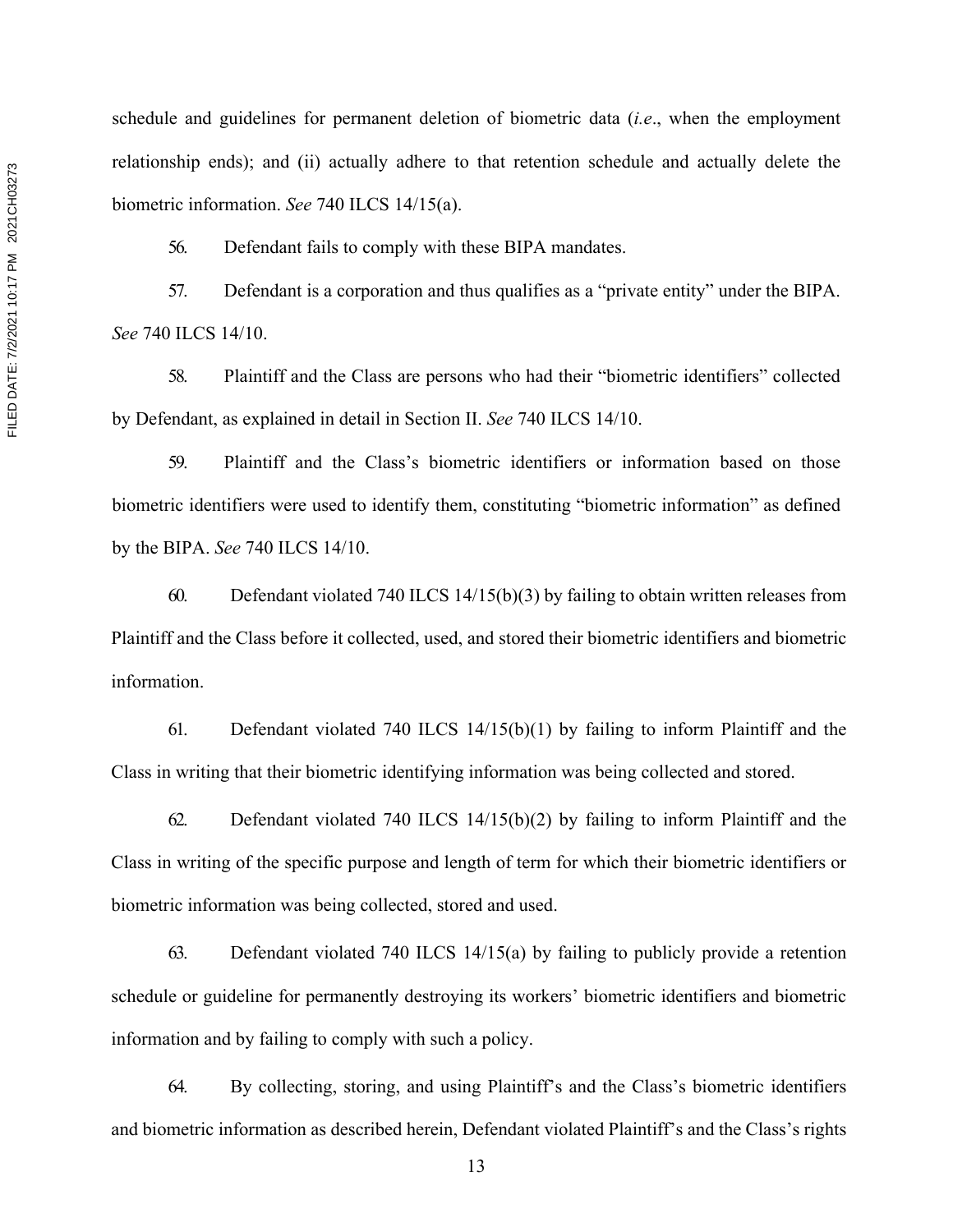schedule and guidelines for permanent deletion of biometric data (*i.e*., when the employment relationship ends); and (ii) actually adhere to that retention schedule and actually delete the biometric information. *See* 740 ILCS 14/15(a).

56. Defendant fails to comply with these BIPA mandates.

57. Defendant is a corporation and thus qualifies as a "private entity" under the BIPA. *See* 740 ILCS 14/10.

58. Plaintiff and the Class are persons who had their "biometric identifiers" collected by Defendant, as explained in detail in Section II. *See* 740 ILCS 14/10.

59. Plaintiff and the Class's biometric identifiers or information based on those biometric identifiers were used to identify them, constituting "biometric information" as defined by the BIPA. *See* 740 ILCS 14/10.

60. Defendant violated 740 ILCS 14/15(b)(3) by failing to obtain written releases from Plaintiff and the Class before it collected, used, and stored their biometric identifiers and biometric information.

61. Defendant violated 740 ILCS 14/15(b)(1) by failing to inform Plaintiff and the Class in writing that their biometric identifying information was being collected and stored.

62. Defendant violated 740 ILCS 14/15(b)(2) by failing to inform Plaintiff and the Class in writing of the specific purpose and length of term for which their biometric identifiers or biometric information was being collected, stored and used.

63. Defendant violated 740 ILCS 14/15(a) by failing to publicly provide a retention schedule or guideline for permanently destroying its workers' biometric identifiers and biometric information and by failing to comply with such a policy.

64. By collecting, storing, and using Plaintiff's and the Class's biometric identifiers and biometric information as described herein, Defendant violated Plaintiff's and the Class's rights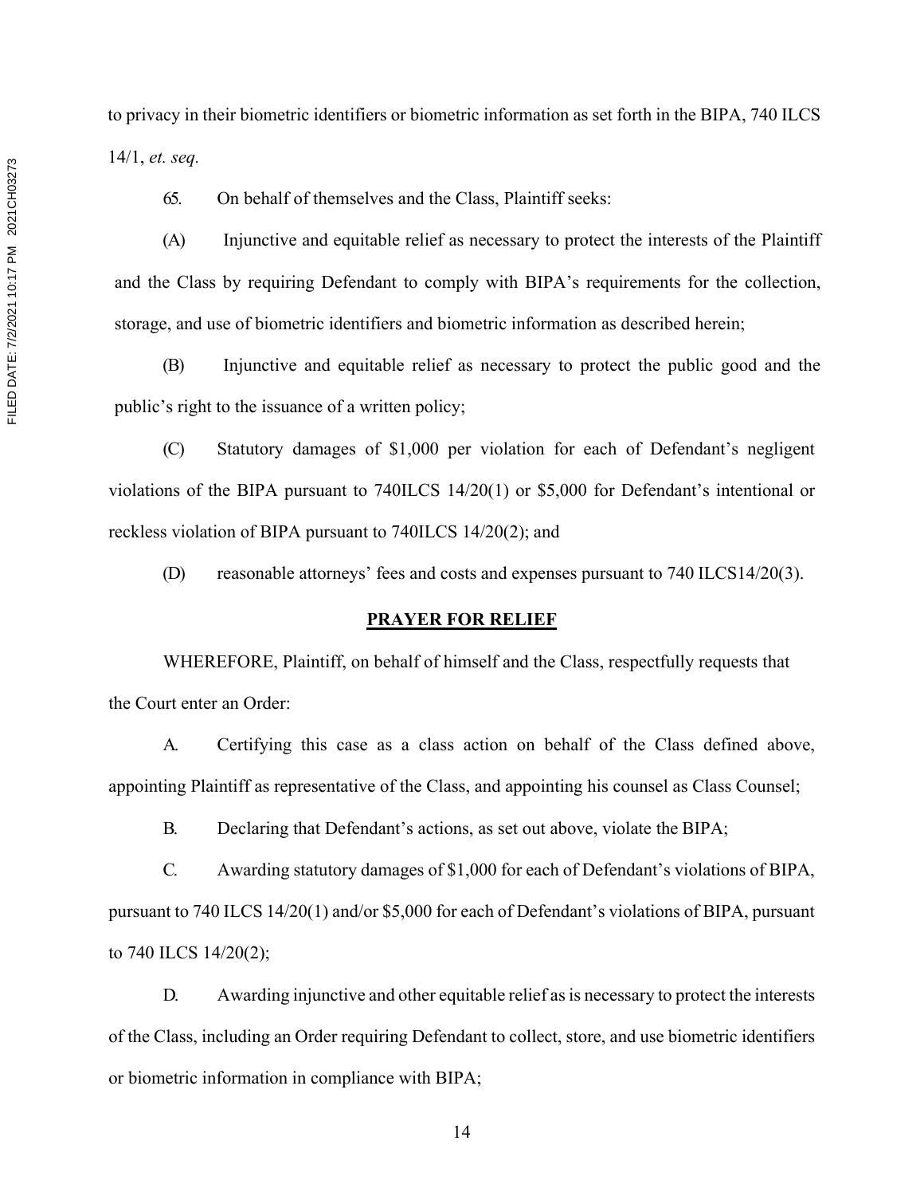to privacy in their biometric identifiers or biometric information as set forth in the BIPA, 740 ILCS 14/1, *et. seq.*

65. On behalf of themselves and the Class, Plaintiff seeks:

(A) Injunctive and equitable relief as necessary to protect the interests of the Plaintiff and the Class by requiring Defendant to comply with BIPA's requirements for the collection, storage, and use of biometric identifiers and biometric information as described herein;

(B) Injunctive and equitable relief as necessary to protect the public good and the public's right to the issuance of a written policy;

(C) Statutory damages of $1,000 per violation for each of Defendant's negligent violations of the BIPA pursuant to 740ILCS 14/20(1) or $5,000 for Defendant's intentional or reckless violation of BIPA pursuant to 740ILCS 14/20(2); and

(D) reasonable attorneys' fees and costs and expenses pursuant to 740 ILCS14/20(3).

## PRAYER FOR RELIEF

WHEREFORE, Plaintiff, on behalf of himself and the Class, respectfully requests that the Court enter an Order:

A. Certifying this case as a class action on behalf of the Class defined above, appointing Plaintiff as representative of the Class, and appointing his counsel as Class Counsel;

B. Declaring that Defendant's actions, as set out above, violate the BIPA;

C. Awarding statutory damages of $1,000 for each of Defendant's violations of BIPA, pursuant to 740 ILCS 14/20(1) and/or $5,000 for each of Defendant's violations of BIPA, pursuant to 740 ILCS 14/20(2);

D. Awarding injunctive and other equitable relief as is necessary to protect the interests of the Class, including an Order requiring Defendant to collect, store, and use biometric identifiers or biometric information in compliance with BIPA;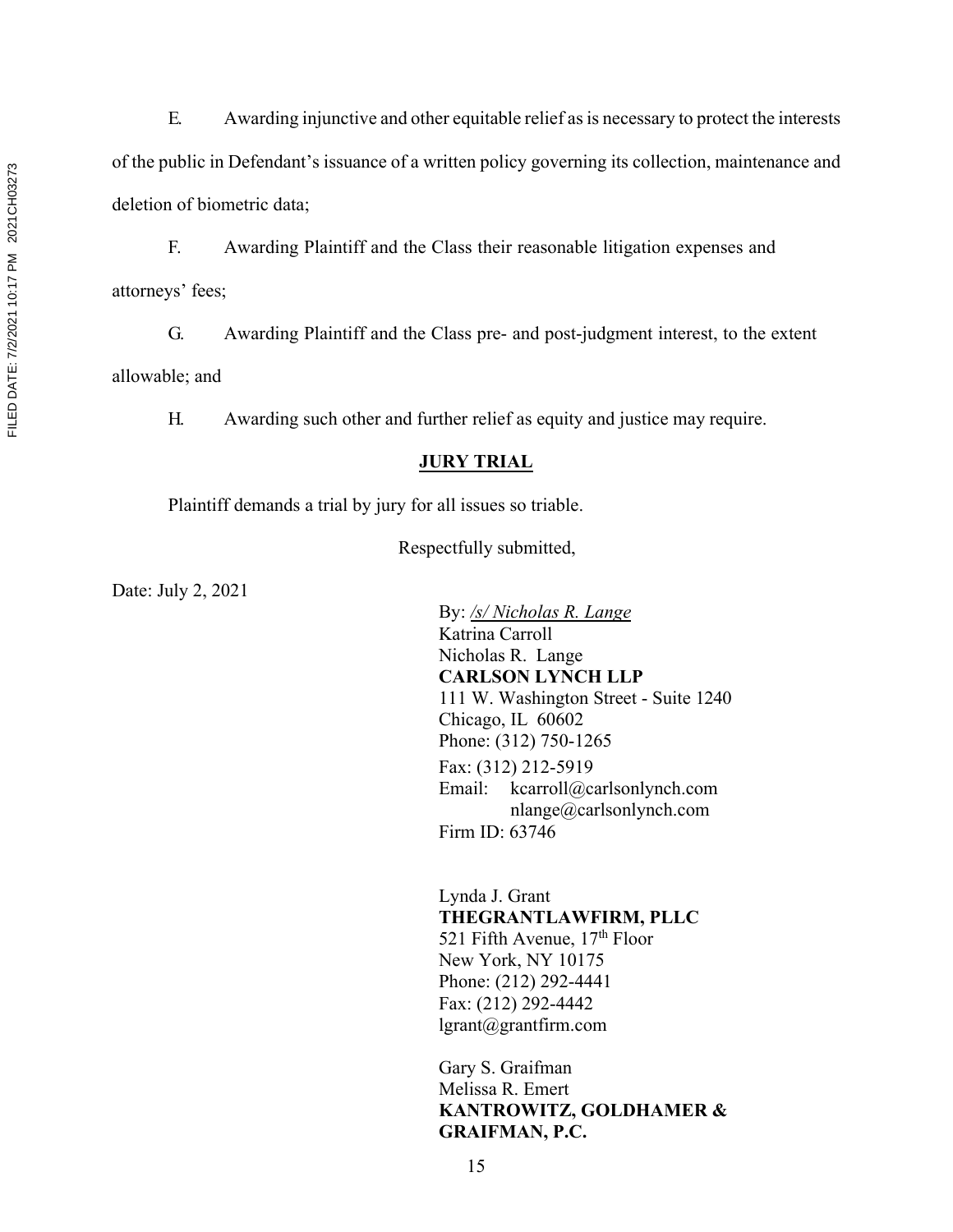E. Awarding injunctive and other equitable relief as is necessary to protect the interests of the public in Defendant's issuance of a written policy governing its collection, maintenance and deletion of biometric data;

F. Awarding Plaintiff and the Class their reasonable litigation expenses and attorneys' fees;

G. Awarding Plaintiff and the Class pre- and post-judgment interest, to the extent allowable; and

H. Awarding such other and further relief as equity and justice may require.

**JURY TRIAL**

Plaintiff demands a trial by jury for all issues so triable.

Respectfully submitted,

Date: July 2, 2021

By: */s/ Nicholas R. Lange*
Katrina Carroll
Nicholas R. Lange
**CARLSON LYNCH LLP**
111 W. Washington Street - Suite 1240
Chicago, IL 60602
Phone: (312) 750-1265
Fax: (312) 212-5919
Email: kcarroll@carlsonlynch.com
nlange@carlsonlynch.com
Firm ID: 63746

Lynda J. Grant
**THEGRANTLAWFIRM, PLLC**
521 Fifth Avenue, 17th Floor
New York, NY 10175
Phone: (212) 292-4441
Fax: (212) 292-4442
lgrant@grantfirm.com

Gary S. Graifman
Melissa R. Emert
**KANTROWITZ, GOLDHAMER & GRAIFMAN, P.C.**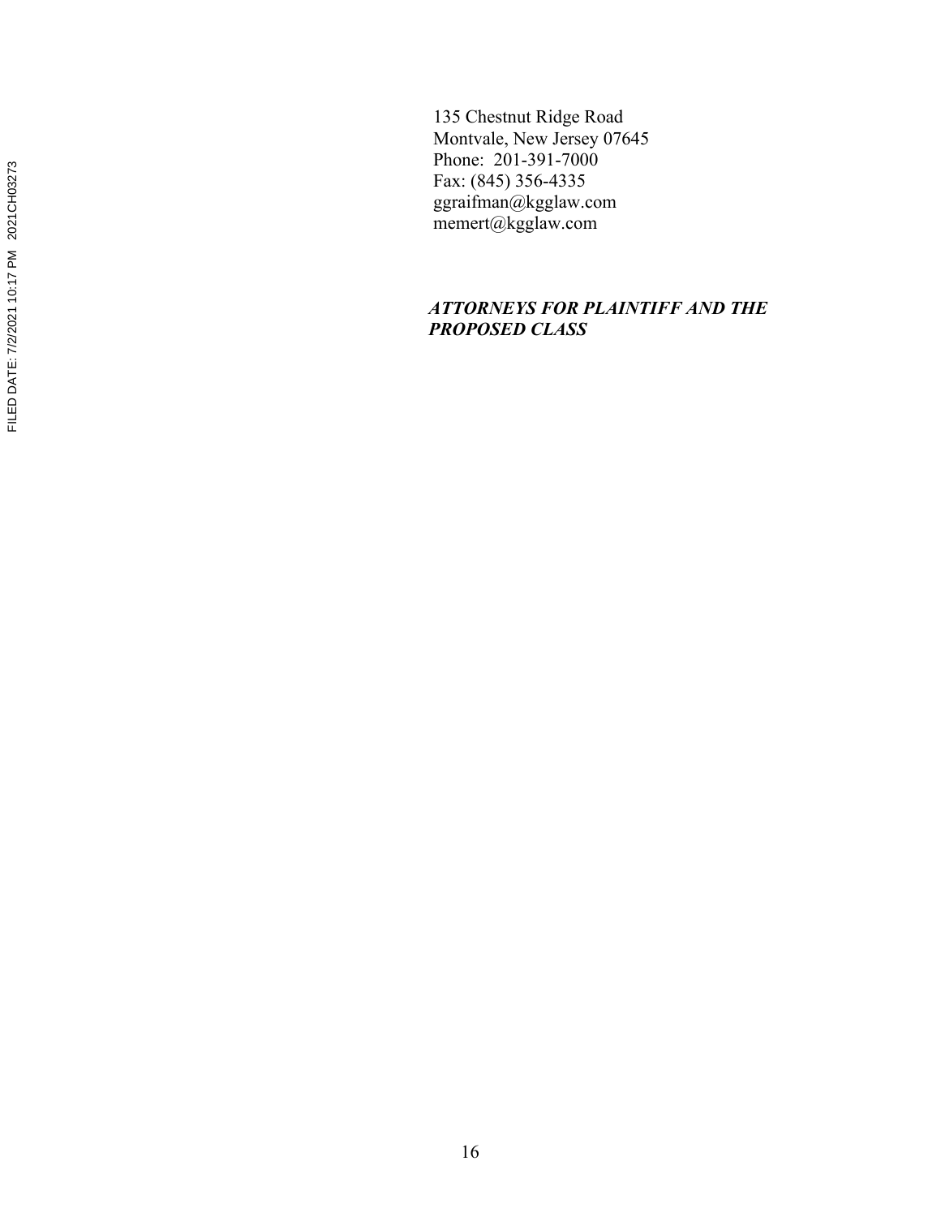135 Chestnut Ridge Road
Montvale, New Jersey 07645
Phone: 201-391-7000
Fax: (845) 356-4335
ggraifman@kgglaw.com
memert@kgglaw.com

***ATTORNEYS FOR PLAINTIFF AND THE PROPOSED CLASS***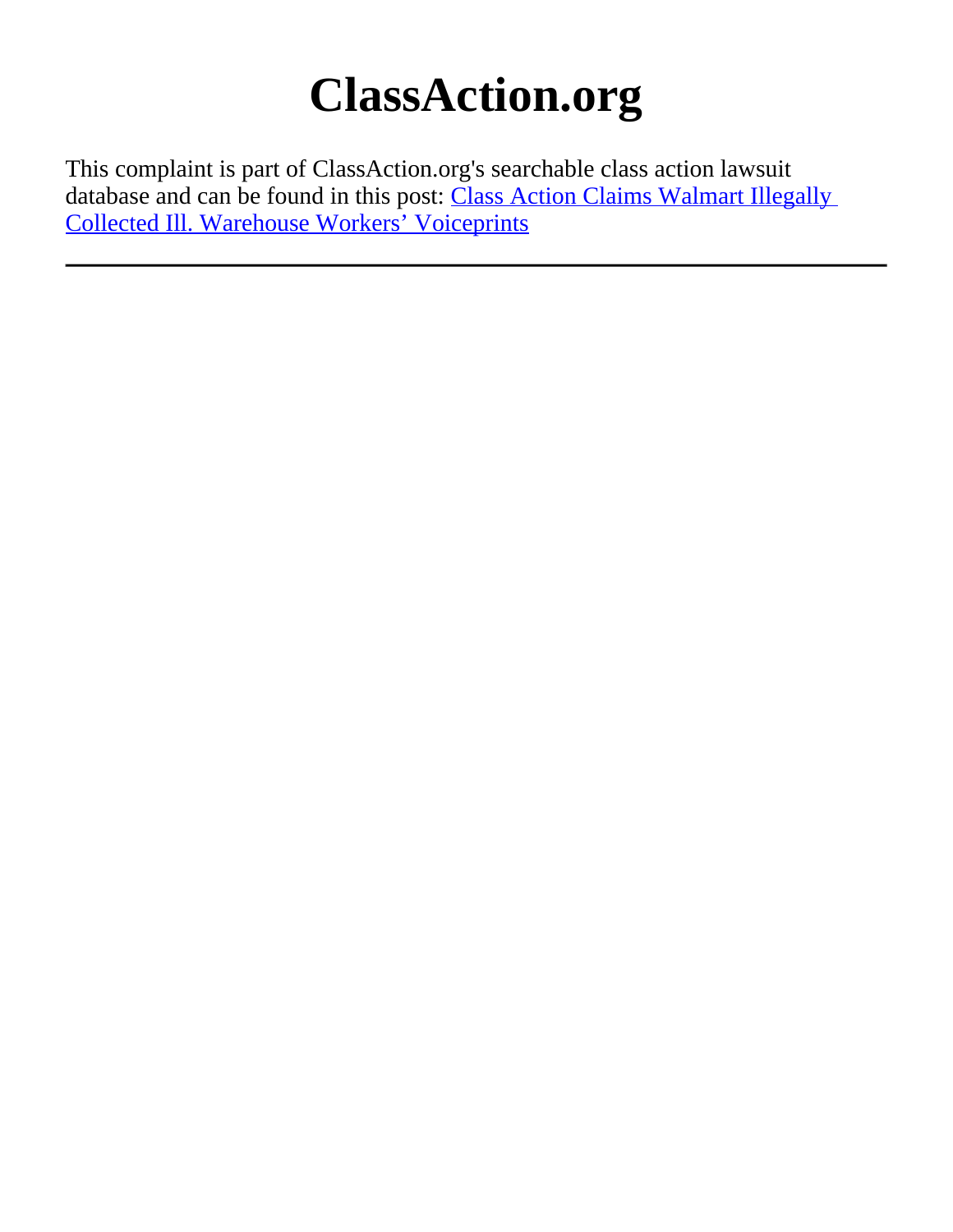# ClassAction.org

This complaint is part of ClassAction.org's searchable class action lawsuit database and can be found in this post: [Class Action Claims Walmart Illegally Collected Ill. Warehouse Workers' Voiceprints]

---